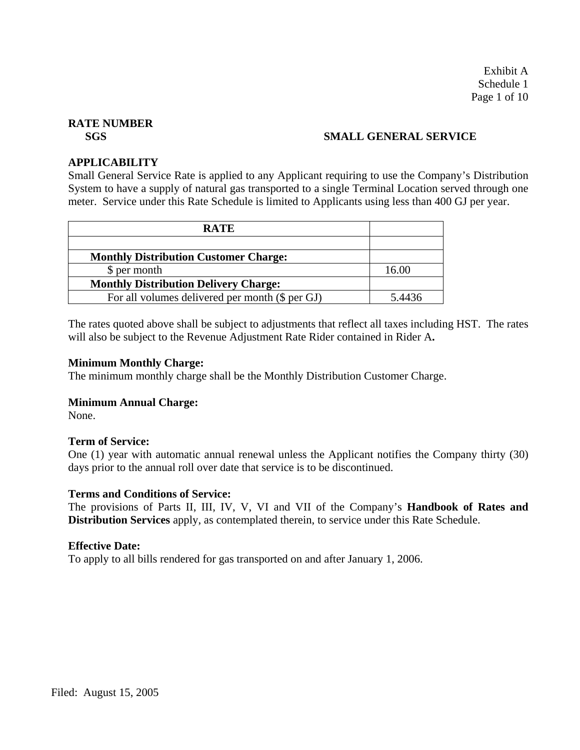Exhibit A
Schedule 1

**RATE NUMBER**
**SGS** **SMALL GENERAL SERVICE**

**APPLICABILITY**
Small General Service Rate is applied to any Applicant requiring to use the Company's Distribution System to have a supply of natural gas transported to a single Terminal Location served through one meter. Service under this Rate Schedule is limited to Applicants using less than 400 GJ per year.

| RATE | |
|---|---|
| | |
| **Monthly Distribution Customer Charge:** | |
| $ per month | 16.00 |
| **Monthly Distribution Delivery Charge:** | |
| For all volumes delivered per month ($ per GJ) | 5.4436 |

The rates quoted above shall be subject to adjustments that reflect all taxes including HST. The rates will also be subject to the Revenue Adjustment Rate Rider contained in Rider A**.**

**Minimum Monthly Charge:**
The minimum monthly charge shall be the Monthly Distribution Customer Charge.

**Minimum Annual Charge:**
None.

**Term of Service:**
One (1) year with automatic annual renewal unless the Applicant notifies the Company thirty (30) days prior to the annual roll over date that service is to be discontinued.

**Terms and Conditions of Service:**
The provisions of Parts II, III, IV, V, VI and VII of the Company's **Handbook of Rates and Distribution Services** apply, as contemplated therein, to service under this Rate Schedule.

**Effective Date:**
To apply to all bills rendered for gas transported on and after January 1, 2006.

Filed: August 15, 2005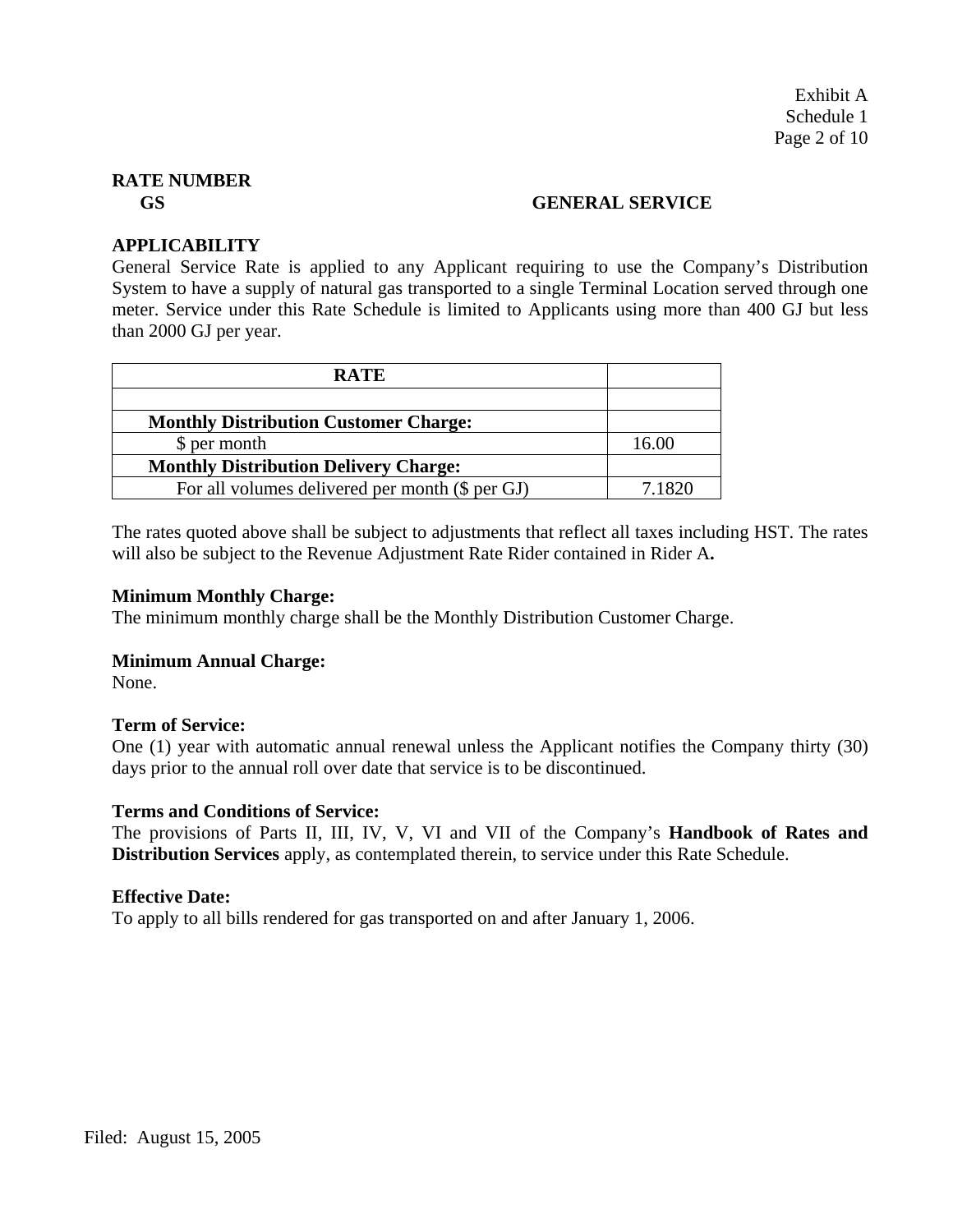Exhibit A
Schedule 1

**RATE NUMBER**
**GS** **GENERAL SERVICE**

**APPLICABILITY**
General Service Rate is applied to any Applicant requiring to use the Company's Distribution System to have a supply of natural gas transported to a single Terminal Location served through one meter. Service under this Rate Schedule is limited to Applicants using more than 400 GJ but less than 2000 GJ per year.

| **RATE** | |
|---|---|
| | |
| **Monthly Distribution Customer Charge:** | |
| $ per month | 16.00 |
| **Monthly Distribution Delivery Charge:** | |
| For all volumes delivered per month ($ per GJ) | 7.1820 |

The rates quoted above shall be subject to adjustments that reflect all taxes including HST. The rates will also be subject to the Revenue Adjustment Rate Rider contained in Rider A**.**

**Minimum Monthly Charge:**
The minimum monthly charge shall be the Monthly Distribution Customer Charge.

**Minimum Annual Charge:**
None.

**Term of Service:**
One (1) year with automatic annual renewal unless the Applicant notifies the Company thirty (30) days prior to the annual roll over date that service is to be discontinued.

**Terms and Conditions of Service:**
The provisions of Parts II, III, IV, V, VI and VII of the Company's **Handbook of Rates and Distribution Services** apply, as contemplated therein, to service under this Rate Schedule.

**Effective Date:**
To apply to all bills rendered for gas transported on and after January 1, 2006.

Filed: August 15, 2005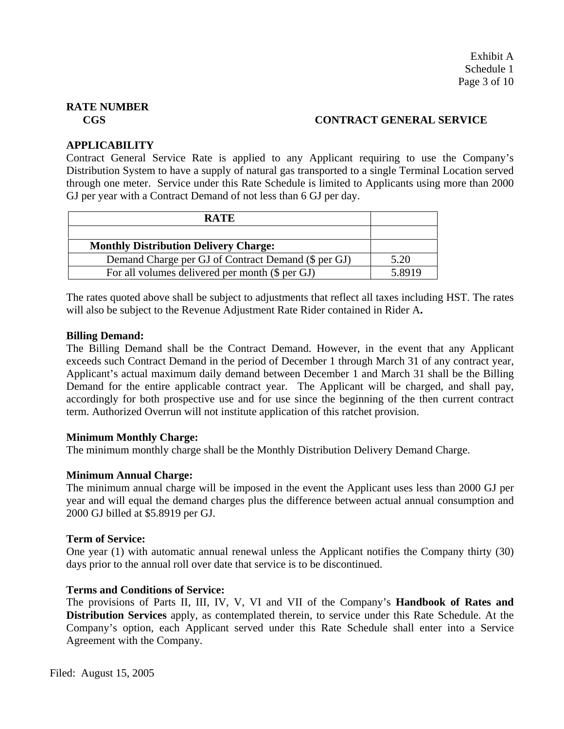Exhibit A
Schedule 1

**RATE NUMBER**

**CGS** **CONTRACT GENERAL SERVICE**

**APPLICABILITY**

Contract General Service Rate is applied to any Applicant requiring to use the Company's Distribution System to have a supply of natural gas transported to a single Terminal Location served through one meter. Service under this Rate Schedule is limited to Applicants using more than 2000 GJ per year with a Contract Demand of not less than 6 GJ per day.

| **RATE** | |
|---|---|
| | |
| **Monthly Distribution Delivery Charge:** | |
| Demand Charge per GJ of Contract Demand ($ per GJ) | 5.20 |
| For all volumes delivered per month ($ per GJ) | 5.8919 |

The rates quoted above shall be subject to adjustments that reflect all taxes including HST. The rates will also be subject to the Revenue Adjustment Rate Rider contained in Rider A**.**

**Billing Demand:**

The Billing Demand shall be the Contract Demand. However, in the event that any Applicant exceeds such Contract Demand in the period of December 1 through March 31 of any contract year, Applicant's actual maximum daily demand between December 1 and March 31 shall be the Billing Demand for the entire applicable contract year. The Applicant will be charged, and shall pay, accordingly for both prospective use and for use since the beginning of the then current contract term. Authorized Overrun will not institute application of this ratchet provision.

**Minimum Monthly Charge:**

The minimum monthly charge shall be the Monthly Distribution Delivery Demand Charge.

**Minimum Annual Charge:**

The minimum annual charge will be imposed in the event the Applicant uses less than 2000 GJ per year and will equal the demand charges plus the difference between actual annual consumption and 2000 GJ billed at $5.8919 per GJ.

**Term of Service:**

One year (1) with automatic annual renewal unless the Applicant notifies the Company thirty (30) days prior to the annual roll over date that service is to be discontinued.

**Terms and Conditions of Service:**

The provisions of Parts II, III, IV, V, VI and VII of the Company's **Handbook of Rates and Distribution Services** apply, as contemplated therein, to service under this Rate Schedule. At the Company's option, each Applicant served under this Rate Schedule shall enter into a Service Agreement with the Company.

Filed: August 15, 2005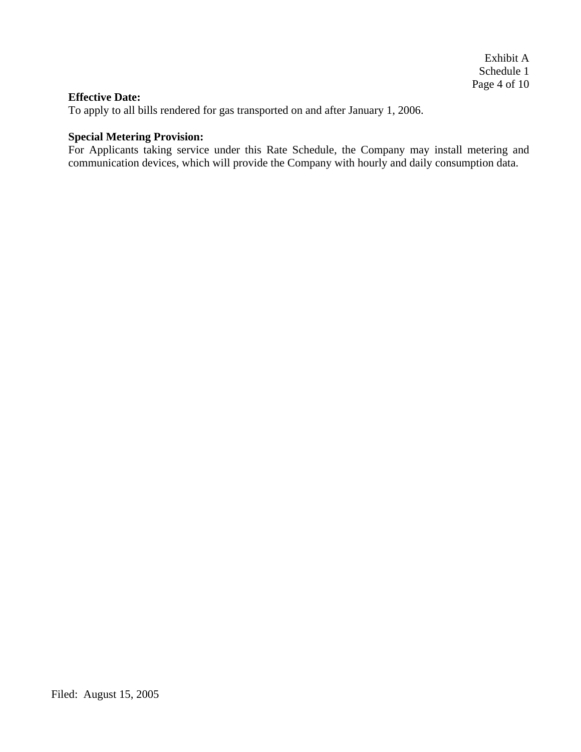**Effective Date:**
To apply to all bills rendered for gas transported on and after January 1, 2006.

**Special Metering Provision:**
For Applicants taking service under this Rate Schedule, the Company may install metering and communication devices, which will provide the Company with hourly and daily consumption data.

Filed: August 15, 2005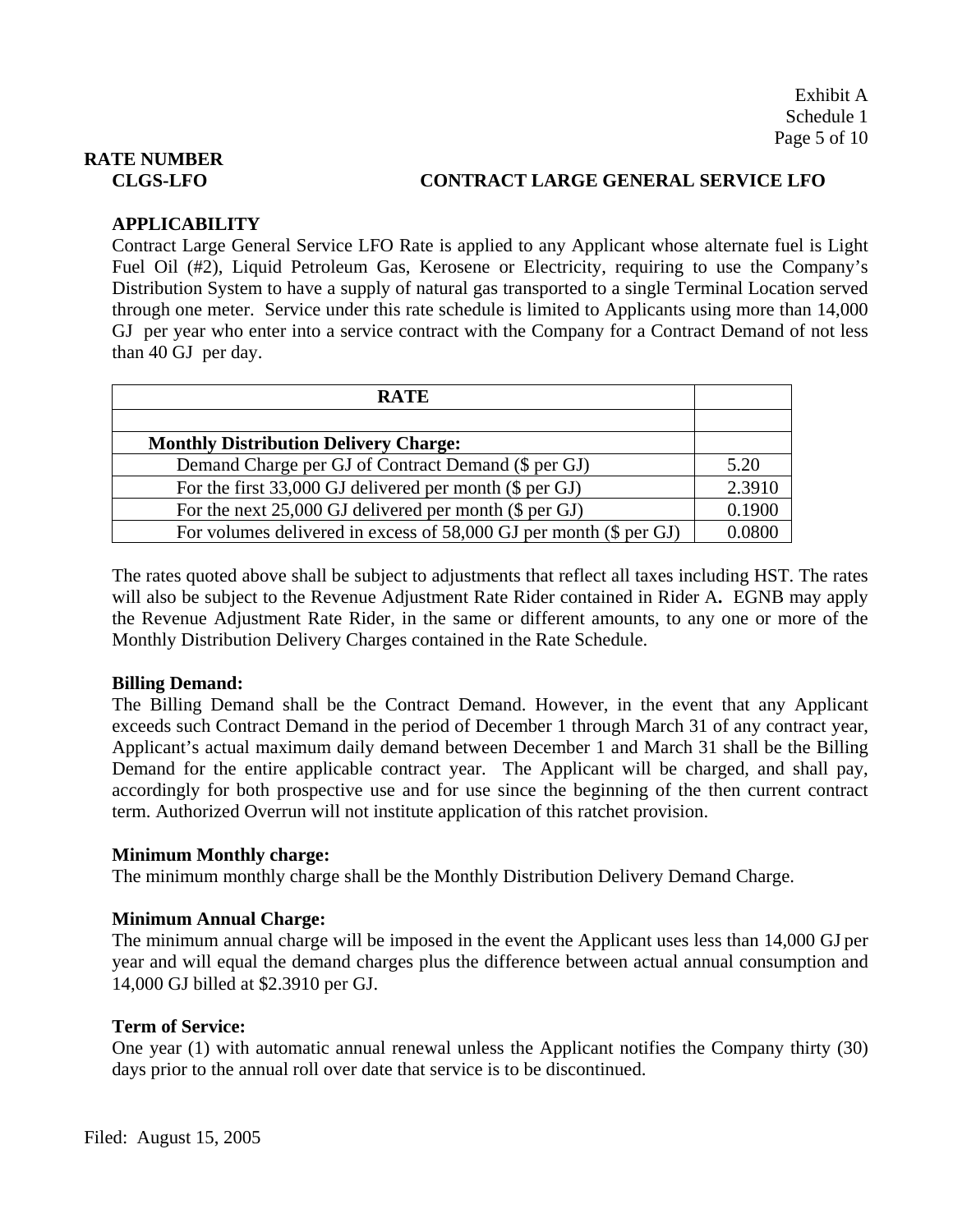Exhibit A
Schedule 1

**RATE NUMBER**

**CLGS-LFO** **CONTRACT LARGE GENERAL SERVICE LFO**

**APPLICABILITY**

Contract Large General Service LFO Rate is applied to any Applicant whose alternate fuel is Light Fuel Oil (#2), Liquid Petroleum Gas, Kerosene or Electricity, requiring to use the Company's Distribution System to have a supply of natural gas transported to a single Terminal Location served through one meter. Service under this rate schedule is limited to Applicants using more than 14,000 GJ per year who enter into a service contract with the Company for a Contract Demand of not less than 40 GJ per day.

| RATE | |
|---|---|
| | |
| **Monthly Distribution Delivery Charge:** | |
| Demand Charge per GJ of Contract Demand ($ per GJ) | 5.20 |
| For the first 33,000 GJ delivered per month ($ per GJ) | 2.3910 |
| For the next 25,000 GJ delivered per month ($ per GJ) | 0.1900 |
| For volumes delivered in excess of 58,000 GJ per month ($ per GJ) | 0.0800 |

The rates quoted above shall be subject to adjustments that reflect all taxes including HST. The rates will also be subject to the Revenue Adjustment Rate Rider contained in Rider A**.** EGNB may apply the Revenue Adjustment Rate Rider, in the same or different amounts, to any one or more of the Monthly Distribution Delivery Charges contained in the Rate Schedule.

**Billing Demand:**

The Billing Demand shall be the Contract Demand. However, in the event that any Applicant exceeds such Contract Demand in the period of December 1 through March 31 of any contract year, Applicant's actual maximum daily demand between December 1 and March 31 shall be the Billing Demand for the entire applicable contract year. The Applicant will be charged, and shall pay, accordingly for both prospective use and for use since the beginning of the then current contract term. Authorized Overrun will not institute application of this ratchet provision.

**Minimum Monthly charge:**

The minimum monthly charge shall be the Monthly Distribution Delivery Demand Charge.

**Minimum Annual Charge:**

The minimum annual charge will be imposed in the event the Applicant uses less than 14,000 GJ per year and will equal the demand charges plus the difference between actual annual consumption and 14,000 GJ billed at $2.3910 per GJ.

**Term of Service:**

One year (1) with automatic annual renewal unless the Applicant notifies the Company thirty (30) days prior to the annual roll over date that service is to be discontinued.

Filed: August 15, 2005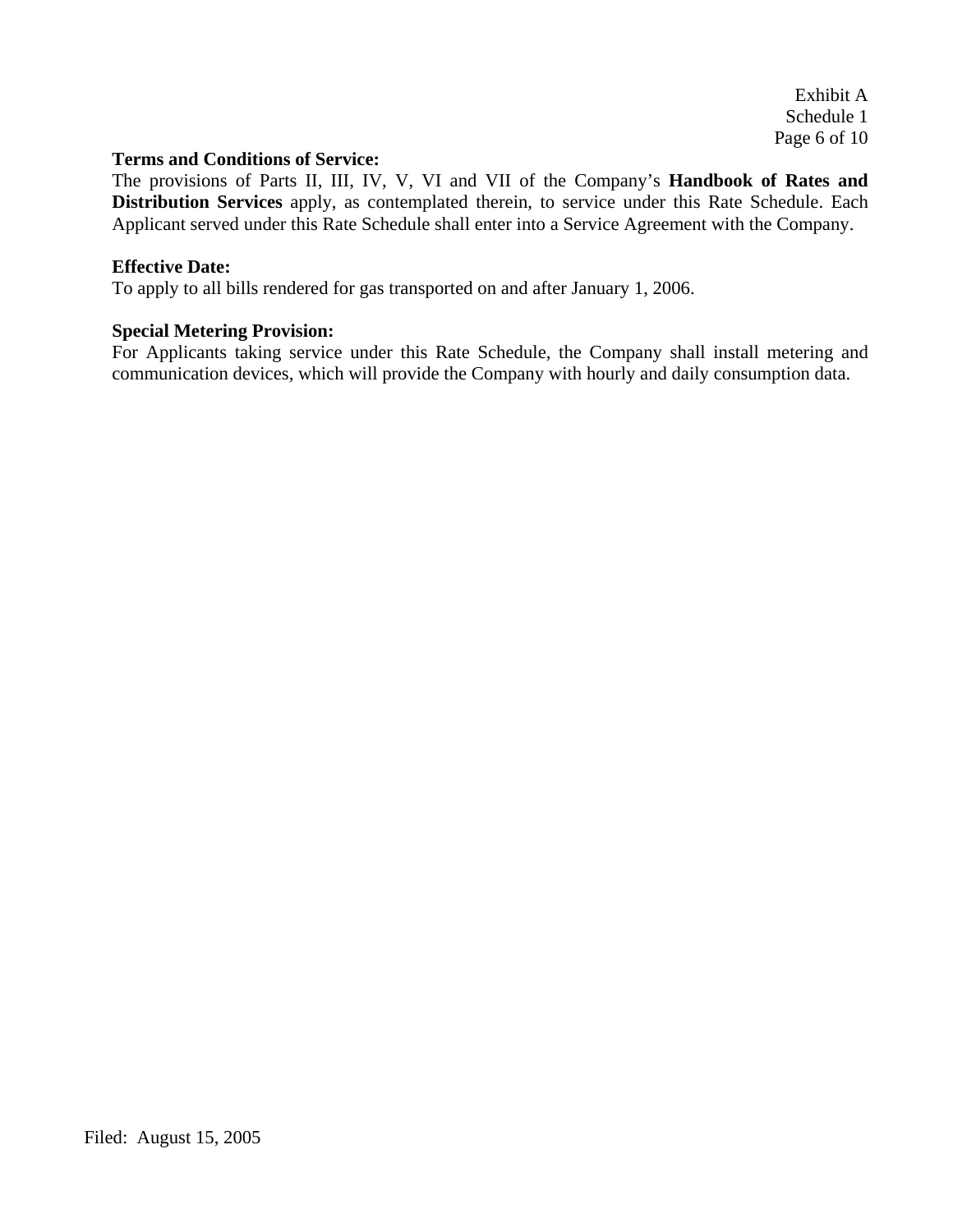**Terms and Conditions of Service:**
The provisions of Parts II, III, IV, V, VI and VII of the Company's **Handbook of Rates and Distribution Services** apply, as contemplated therein, to service under this Rate Schedule. Each Applicant served under this Rate Schedule shall enter into a Service Agreement with the Company.

**Effective Date:**
To apply to all bills rendered for gas transported on and after January 1, 2006.

**Special Metering Provision:**
For Applicants taking service under this Rate Schedule, the Company shall install metering and communication devices, which will provide the Company with hourly and daily consumption data.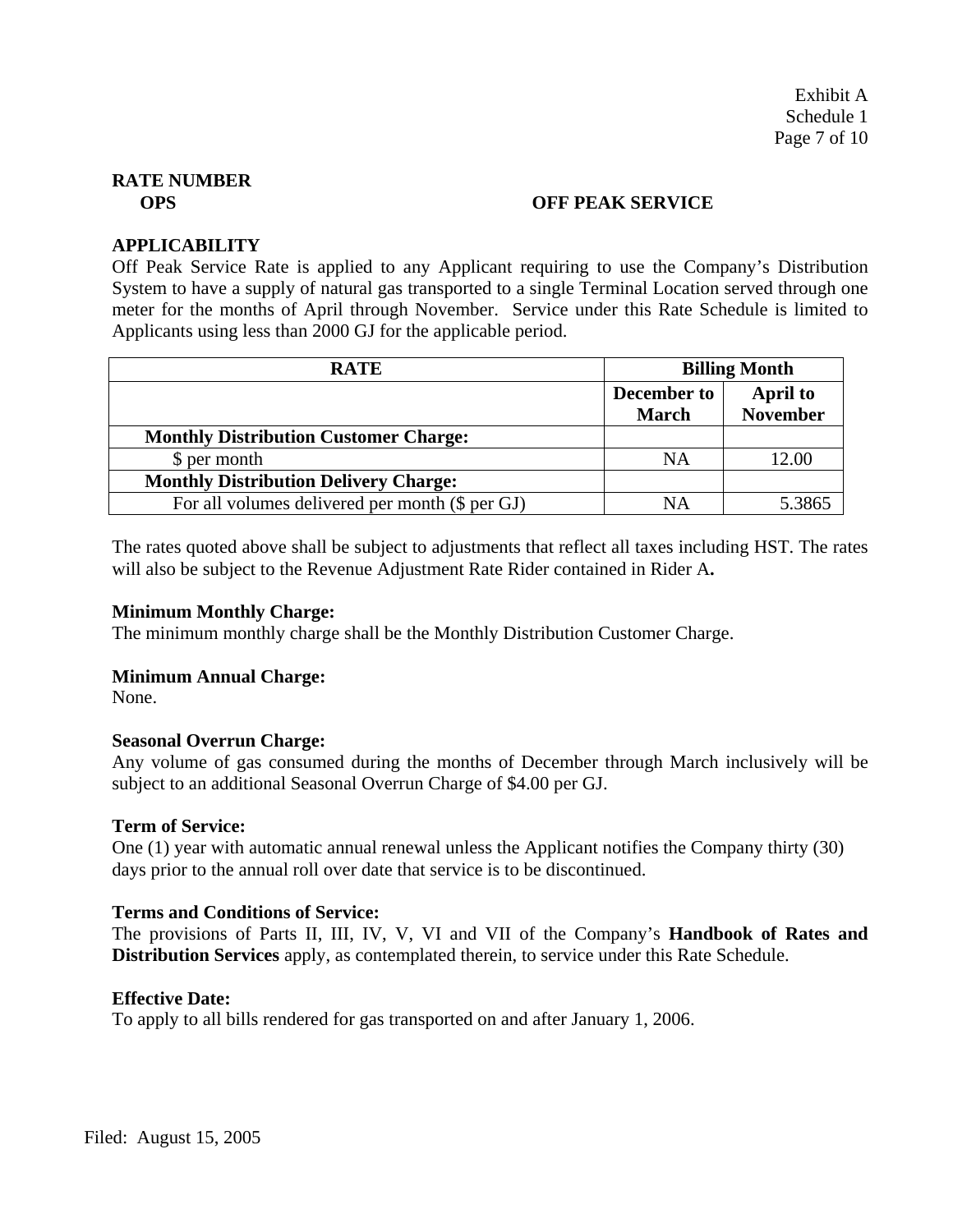Exhibit A
Schedule 1

**RATE NUMBER**

**OPS** **OFF PEAK SERVICE**

**APPLICABILITY**

Off Peak Service Rate is applied to any Applicant requiring to use the Company's Distribution System to have a supply of natural gas transported to a single Terminal Location served through one meter for the months of April through November. Service under this Rate Schedule is limited to Applicants using less than 2000 GJ for the applicable period.

| RATE | Billing Month | |
|---|---|---|
| | December to March | April to November |
| **Monthly Distribution Customer Charge:** | | |
| $ per month | NA | 12.00 |
| **Monthly Distribution Delivery Charge:** | | |
| For all volumes delivered per month ($ per GJ) | NA | 5.3865 |

The rates quoted above shall be subject to adjustments that reflect all taxes including HST. The rates will also be subject to the Revenue Adjustment Rate Rider contained in Rider A**.**

**Minimum Monthly Charge:**
The minimum monthly charge shall be the Monthly Distribution Customer Charge.

**Minimum Annual Charge:**
None.

**Seasonal Overrun Charge:**
Any volume of gas consumed during the months of December through March inclusively will be subject to an additional Seasonal Overrun Charge of $4.00 per GJ.

**Term of Service:**
One (1) year with automatic annual renewal unless the Applicant notifies the Company thirty (30) days prior to the annual roll over date that service is to be discontinued.

**Terms and Conditions of Service:**
The provisions of Parts II, III, IV, V, VI and VII of the Company's **Handbook of Rates and Distribution Services** apply, as contemplated therein, to service under this Rate Schedule.

**Effective Date:**
To apply to all bills rendered for gas transported on and after January 1, 2006.

Filed: August 15, 2005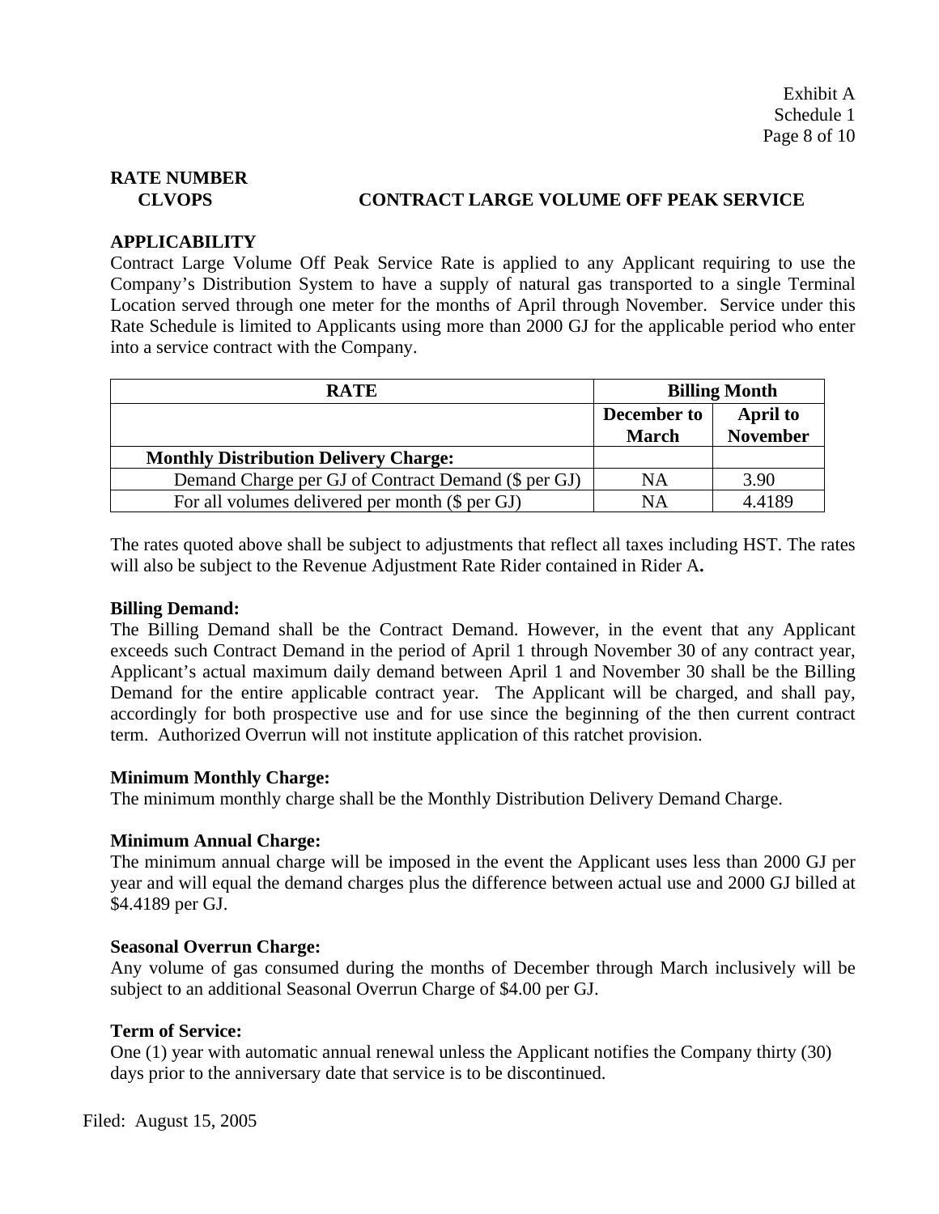Exhibit A
Schedule 1

**RATE NUMBER**
**CLVOPS** **CONTRACT LARGE VOLUME OFF PEAK SERVICE**

**APPLICABILITY**
Contract Large Volume Off Peak Service Rate is applied to any Applicant requiring to use the Company's Distribution System to have a supply of natural gas transported to a single Terminal Location served through one meter for the months of April through November. Service under this Rate Schedule is limited to Applicants using more than 2000 GJ for the applicable period who enter into a service contract with the Company.

| RATE | Billing Month | |
|---|---|---|
| | **December to March** | **April to November** |
| **Monthly Distribution Delivery Charge:** | | |
| Demand Charge per GJ of Contract Demand ($ per GJ) | NA | 3.90 |
| For all volumes delivered per month ($ per GJ) | NA | 4.4189 |

The rates quoted above shall be subject to adjustments that reflect all taxes including HST. The rates will also be subject to the Revenue Adjustment Rate Rider contained in Rider A**.**

**Billing Demand:**
The Billing Demand shall be the Contract Demand. However, in the event that any Applicant exceeds such Contract Demand in the period of April 1 through November 30 of any contract year, Applicant's actual maximum daily demand between April 1 and November 30 shall be the Billing Demand for the entire applicable contract year. The Applicant will be charged, and shall pay, accordingly for both prospective use and for use since the beginning of the then current contract term. Authorized Overrun will not institute application of this ratchet provision.

**Minimum Monthly Charge:**
The minimum monthly charge shall be the Monthly Distribution Delivery Demand Charge.

**Minimum Annual Charge:**
The minimum annual charge will be imposed in the event the Applicant uses less than 2000 GJ per year and will equal the demand charges plus the difference between actual use and 2000 GJ billed at $4.4189 per GJ.

**Seasonal Overrun Charge:**
Any volume of gas consumed during the months of December through March inclusively will be subject to an additional Seasonal Overrun Charge of $4.00 per GJ.

**Term of Service:**
One (1) year with automatic annual renewal unless the Applicant notifies the Company thirty (30) days prior to the anniversary date that service is to be discontinued.

Filed: August 15, 2005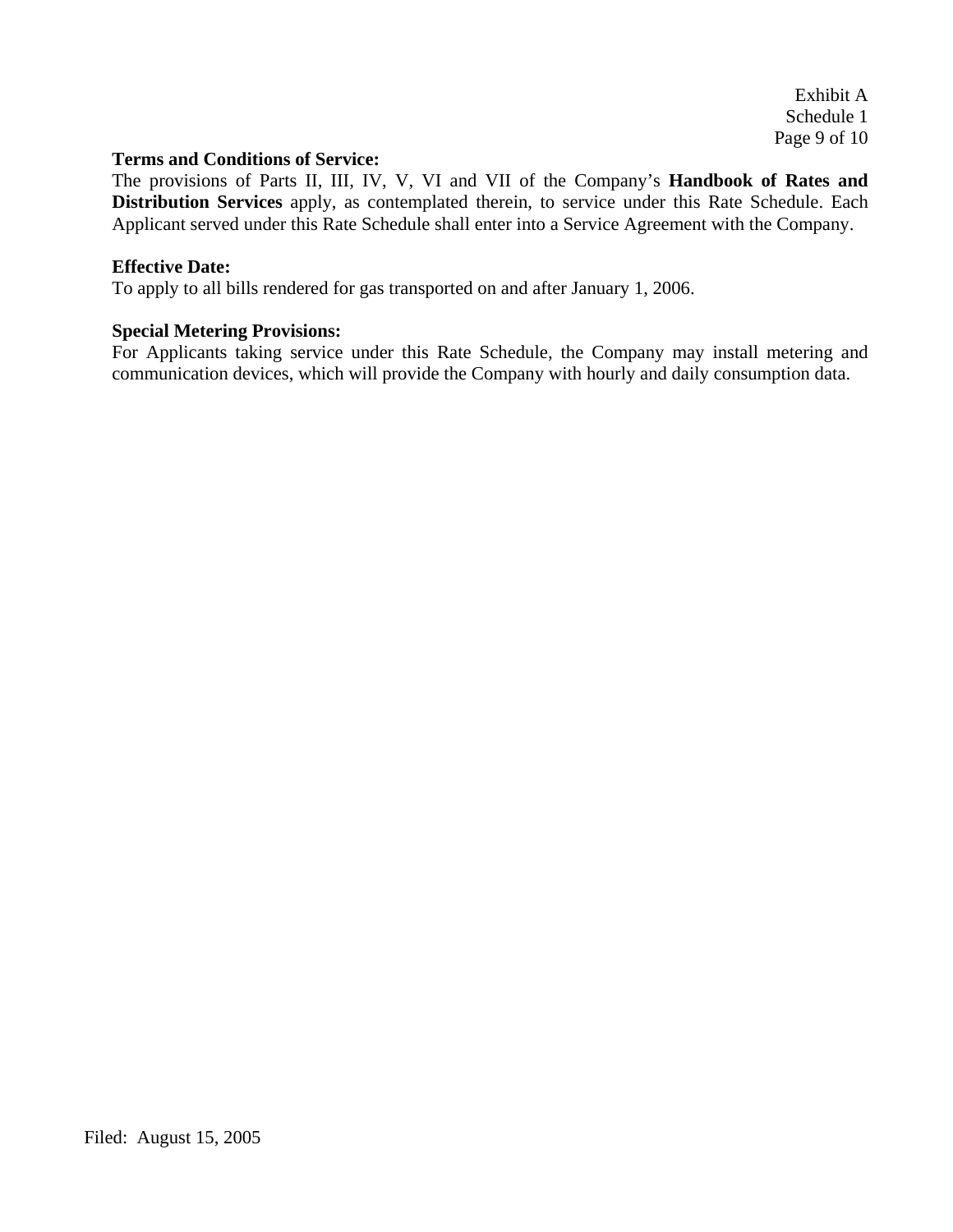Exhibit A
Schedule 1

**Terms and Conditions of Service:**
The provisions of Parts II, III, IV, V, VI and VII of the Company's **Handbook of Rates and Distribution Services** apply, as contemplated therein, to service under this Rate Schedule. Each Applicant served under this Rate Schedule shall enter into a Service Agreement with the Company.

**Effective Date:**
To apply to all bills rendered for gas transported on and after January 1, 2006.

**Special Metering Provisions:**
For Applicants taking service under this Rate Schedule, the Company may install metering and communication devices, which will provide the Company with hourly and daily consumption data.

Filed: August 15, 2005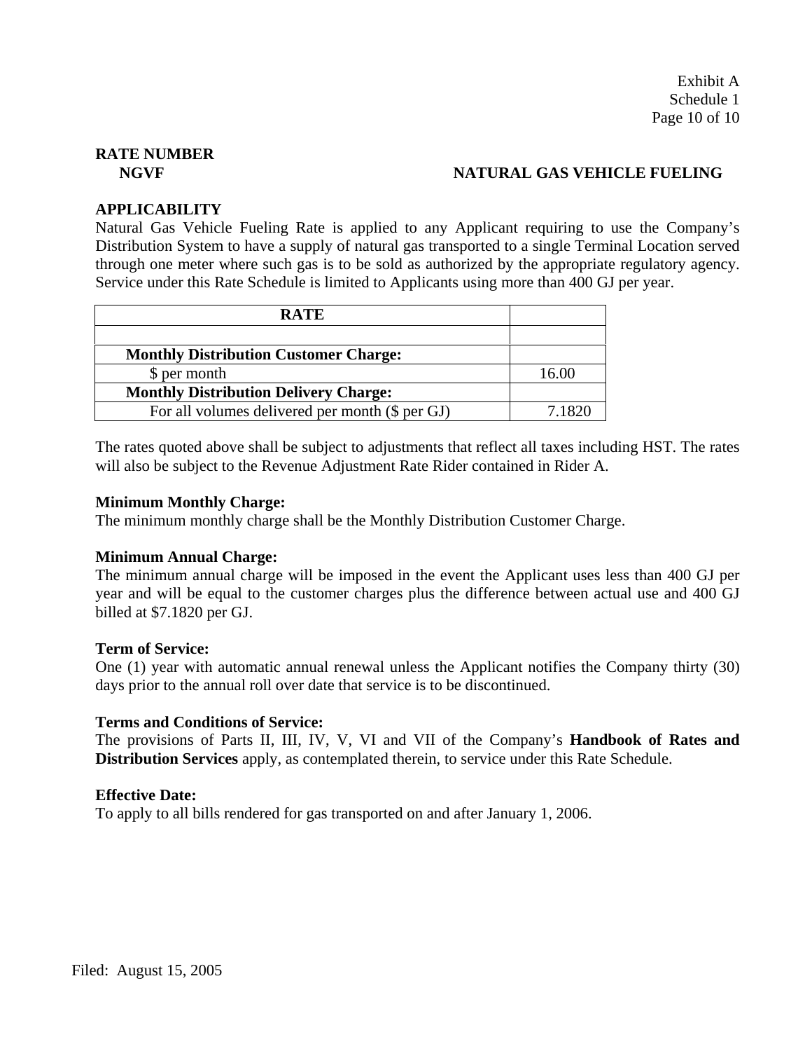**RATE NUMBER**

**NGVF** **NATURAL GAS VEHICLE FUELING**

**APPLICABILITY**

Natural Gas Vehicle Fueling Rate is applied to any Applicant requiring to use the Company's Distribution System to have a supply of natural gas transported to a single Terminal Location served through one meter where such gas is to be sold as authorized by the appropriate regulatory agency. Service under this Rate Schedule is limited to Applicants using more than 400 GJ per year.

| RATE | |
|---|---|
| | |
| **Monthly Distribution Customer Charge:** | |
| $ per month | 16.00 |
| **Monthly Distribution Delivery Charge:** | |
| For all volumes delivered per month ($ per GJ) | 7.1820 |

The rates quoted above shall be subject to adjustments that reflect all taxes including HST. The rates will also be subject to the Revenue Adjustment Rate Rider contained in Rider A.

**Minimum Monthly Charge:**

The minimum monthly charge shall be the Monthly Distribution Customer Charge.

**Minimum Annual Charge:**

The minimum annual charge will be imposed in the event the Applicant uses less than 400 GJ per year and will be equal to the customer charges plus the difference between actual use and 400 GJ billed at $7.1820 per GJ.

**Term of Service:**

One (1) year with automatic annual renewal unless the Applicant notifies the Company thirty (30) days prior to the annual roll over date that service is to be discontinued.

**Terms and Conditions of Service:**

The provisions of Parts II, III, IV, V, VI and VII of the Company's **Handbook of Rates and Distribution Services** apply, as contemplated therein, to service under this Rate Schedule.

**Effective Date:**

To apply to all bills rendered for gas transported on and after January 1, 2006.

Filed: August 15, 2005